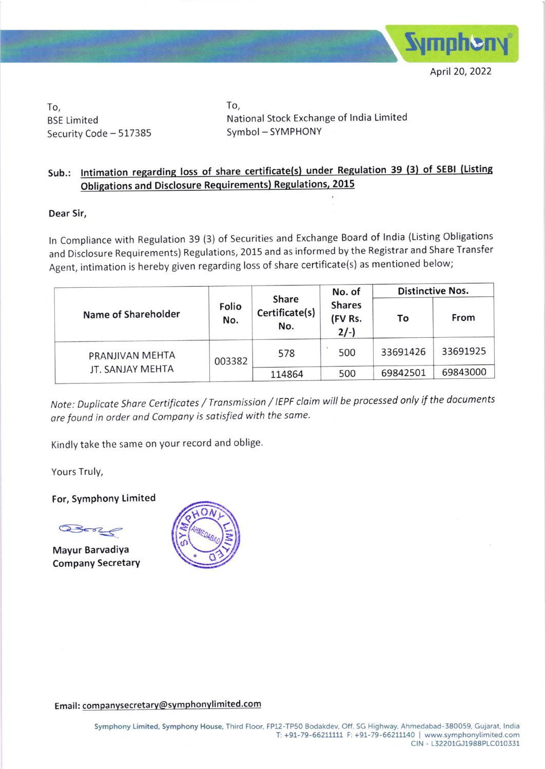April 20, 2022

To,
BSE Limited
Security Code – 517385

To,
National Stock Exchange of India Limited
Symbol – SYMPHONY

**Sub.: <u>Intimation regarding loss of share certificate(s) under Regulation 39 (3) of SEBI (Listing Obligations and Disclosure Requirements) Regulations, 2015</u>**

**Dear Sir,**

In Compliance with Regulation 39 (3) of Securities and Exchange Board of India (Listing Obligations and Disclosure Requirements) Regulations, 2015 and as informed by the Registrar and Share Transfer Agent, intimation is hereby given regarding loss of share certificate(s) as mentioned below;

| Name of Shareholder | Folio No. | Share Certificate(s) No. | No. of Shares (FV Rs. 2/-) | Distinctive Nos. | |
|---|---|---|---|---|---|
| | | | | To | From |
| PRANJIVAN MEHTA JT. SANJAY MEHTA | 003382 | 578 | 500 | 33691426 | 33691925 |
| | | 114864 | 500 | 69842501 | 69843000 |

*Note: Duplicate Share Certificates / Transmission / IEPF claim will be processed only if the documents are found in order and Company is satisfied with the same.*

Kindly take the same on your record and oblige.

Yours Truly,

**For, Symphony Limited**

**Mayur Barvadiya**
**Company Secretary**

**Email:** companysecretary@symphonylimited.com

Symphony Limited, Symphony House, Third Floor, FP12-TP50 Bodakdev, Off. SG Highway, Ahmedabad-380059, Gujarat, India
T: +91-79-66211111 F: +91-79-66211140 | www.symphonylimited.com
CIN - L32201GJ1988PLC010331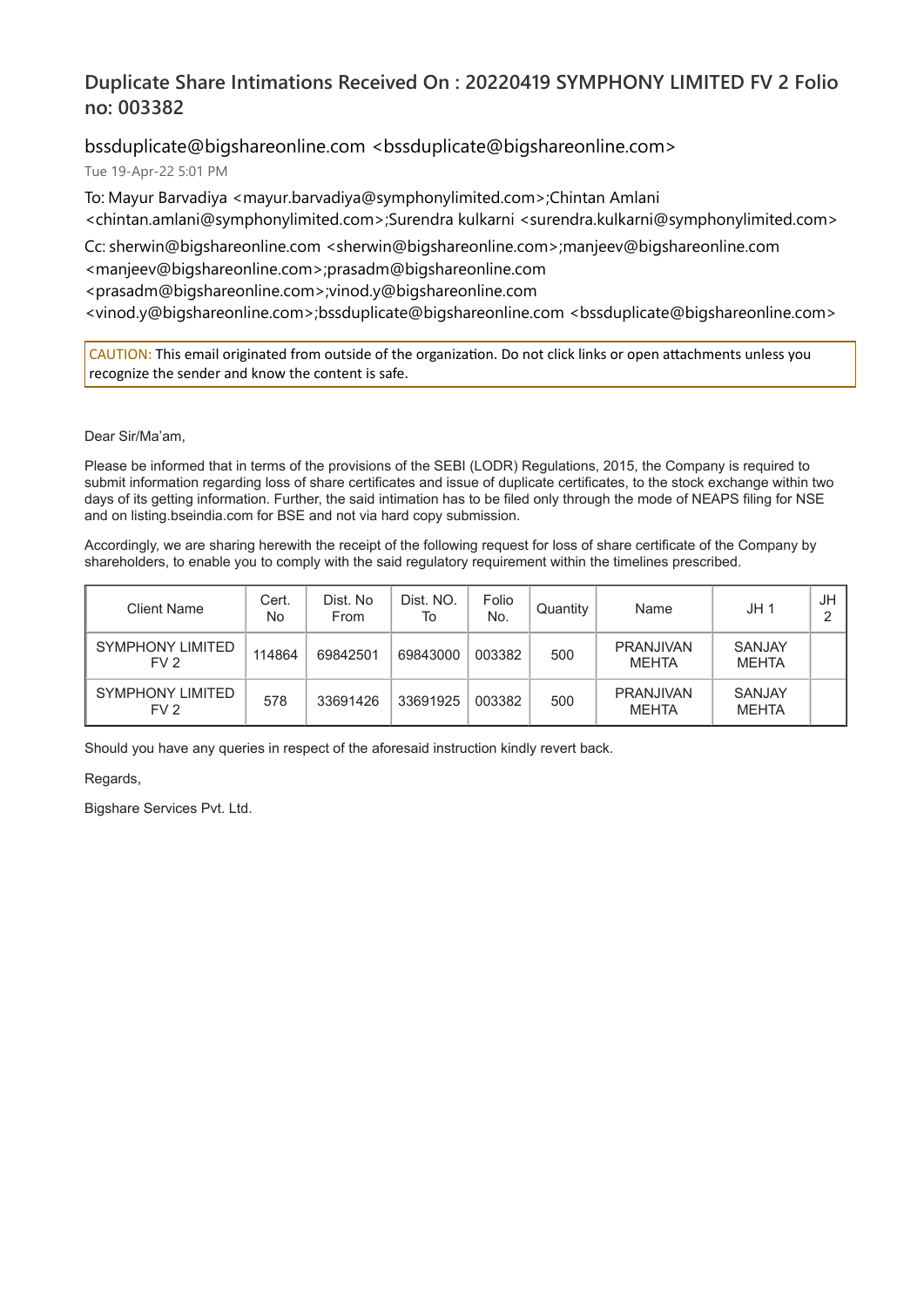# Duplicate Share Intimations Received On : 20220419 SYMPHONY LIMITED FV 2 Folio no: 003382

bssduplicate@bigshareonline.com <bssduplicate@bigshareonline.com>

Tue 19-Apr-22 5:01 PM

To: Mayur Barvadiya <mayur.barvadiya@symphonylimited.com>;Chintan Amlani <chintan.amlani@symphonylimited.com>;Surendra kulkarni <surendra.kulkarni@symphonylimited.com>

Cc: sherwin@bigshareonline.com <sherwin@bigshareonline.com>;manjeev@bigshareonline.com <manjeev@bigshareonline.com>;prasadm@bigshareonline.com <prasadm@bigshareonline.com>;vinod.y@bigshareonline.com <vinod.y@bigshareonline.com>;bssduplicate@bigshareonline.com <bssduplicate@bigshareonline.com>

CAUTION: This email originated from outside of the organization. Do not click links or open attachments unless you recognize the sender and know the content is safe.

Dear Sir/Ma'am,

Please be informed that in terms of the provisions of the SEBI (LODR) Regulations, 2015, the Company is required to submit information regarding loss of share certificates and issue of duplicate certificates, to the stock exchange within two days of its getting information. Further, the said intimation has to be filed only through the mode of NEAPS filing for NSE and on listing.bseindia.com for BSE and not via hard copy submission.

Accordingly, we are sharing herewith the receipt of the following request for loss of share certificate of the Company by shareholders, to enable you to comply with the said regulatory requirement within the timelines prescribed.

| Client Name | Cert. No | Dist. No From | Dist. NO. To | Folio No. | Quantity | Name | JH 1 | JH 2 |
|---|---|---|---|---|---|---|---|---|
| SYMPHONY LIMITED FV 2 | 114864 | 69842501 | 69843000 | 003382 | 500 | PRANJIVAN MEHTA | SANJAY MEHTA | |
| SYMPHONY LIMITED FV 2 | 578 | 33691426 | 33691925 | 003382 | 500 | PRANJIVAN MEHTA | SANJAY MEHTA | |

Should you have any queries in respect of the aforesaid instruction kindly revert back.

Regards,

Bigshare Services Pvt. Ltd.